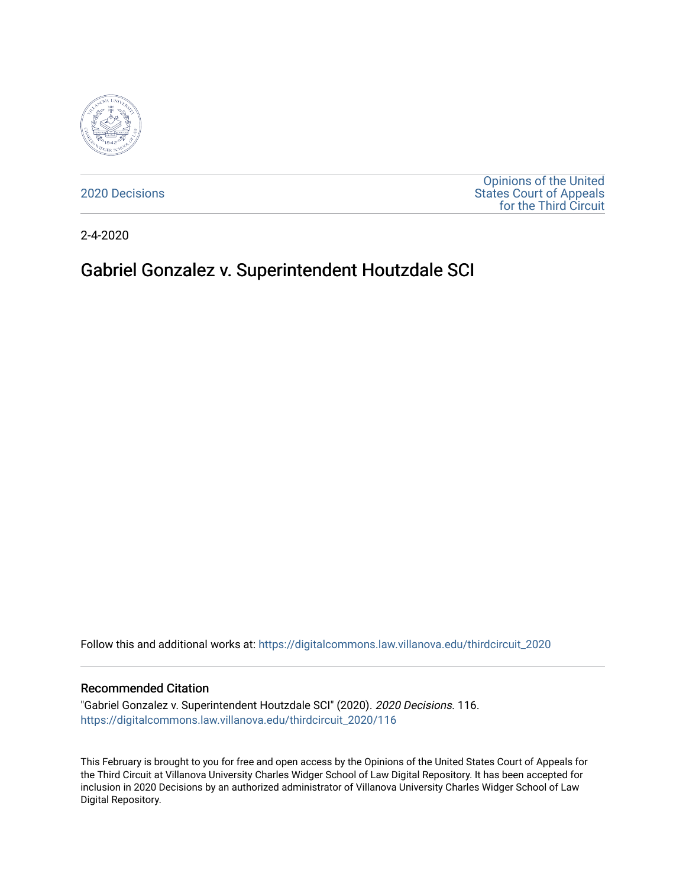2020 Decisions

Opinions of the United States Court of Appeals for the Third Circuit

2-4-2020

# Gabriel Gonzalez v. Superintendent Houtzdale SCI

Follow this and additional works at: https://digitalcommons.law.villanova.edu/thirdcircuit_2020

## Recommended Citation

"Gabriel Gonzalez v. Superintendent Houtzdale SCI" (2020). *2020 Decisions*. 116.
https://digitalcommons.law.villanova.edu/thirdcircuit_2020/116

This February is brought to you for free and open access by the Opinions of the United States Court of Appeals for the Third Circuit at Villanova University Charles Widger School of Law Digital Repository. It has been accepted for inclusion in 2020 Decisions by an authorized administrator of Villanova University Charles Widger School of Law Digital Repository.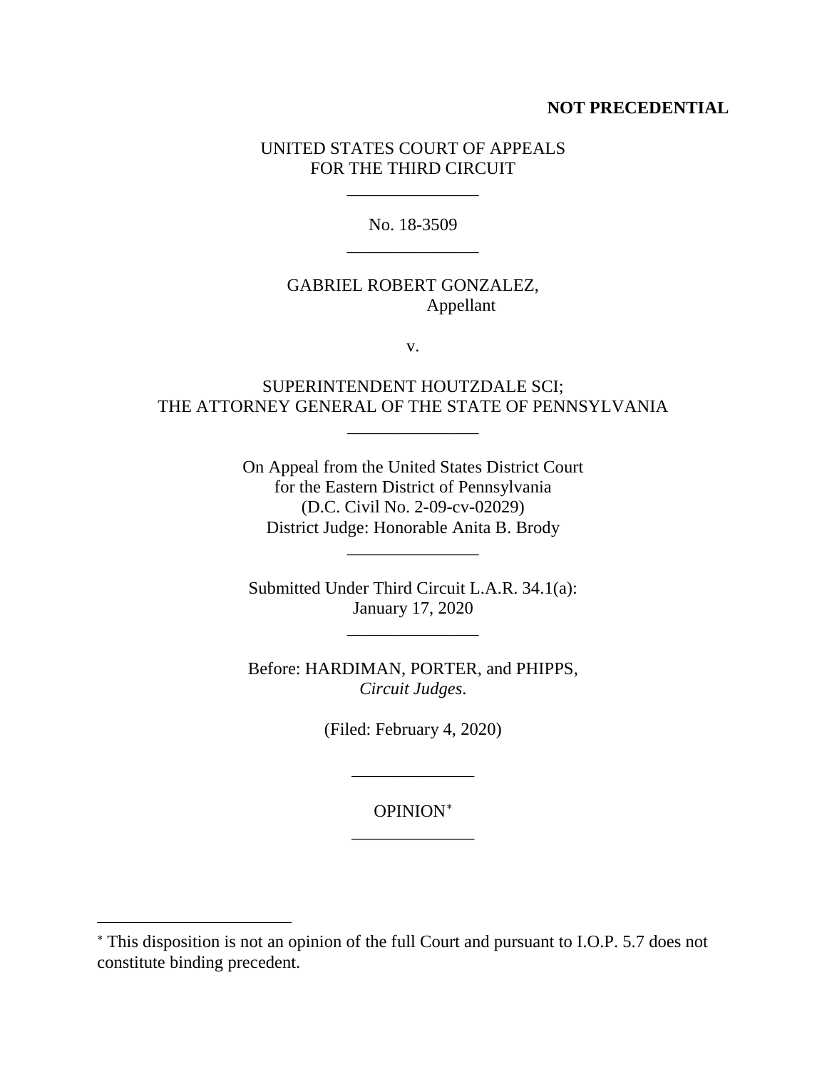**NOT PRECEDENTIAL**

UNITED STATES COURT OF APPEALS
FOR THE THIRD CIRCUIT

\_\_\_\_\_\_\_\_\_\_\_\_\_\_\_

No. 18-3509

\_\_\_\_\_\_\_\_\_\_\_\_\_\_\_

GABRIEL ROBERT GONZALEZ,
Appellant

v.

SUPERINTENDENT HOUTZDALE SCI;
THE ATTORNEY GENERAL OF THE STATE OF PENNSYLVANIA

\_\_\_\_\_\_\_\_\_\_\_\_\_\_\_

On Appeal from the United States District Court
for the Eastern District of Pennsylvania
(D.C. Civil No. 2-09-cv-02029)
District Judge: Honorable Anita B. Brody

\_\_\_\_\_\_\_\_\_\_\_\_\_\_\_

Submitted Under Third Circuit L.A.R. 34.1(a):
January 17, 2020

\_\_\_\_\_\_\_\_\_\_\_\_\_\_\_

Before: HARDIMAN, PORTER, and PHIPPS,
*Circuit Judges.*

(Filed: February 4, 2020)

\_\_\_\_\_\_\_\_\_\_\_\_\_\_

OPINION[*]

\_\_\_\_\_\_\_\_\_\_\_\_\_\_

[*] This disposition is not an opinion of the full Court and pursuant to I.O.P. 5.7 does not constitute binding precedent.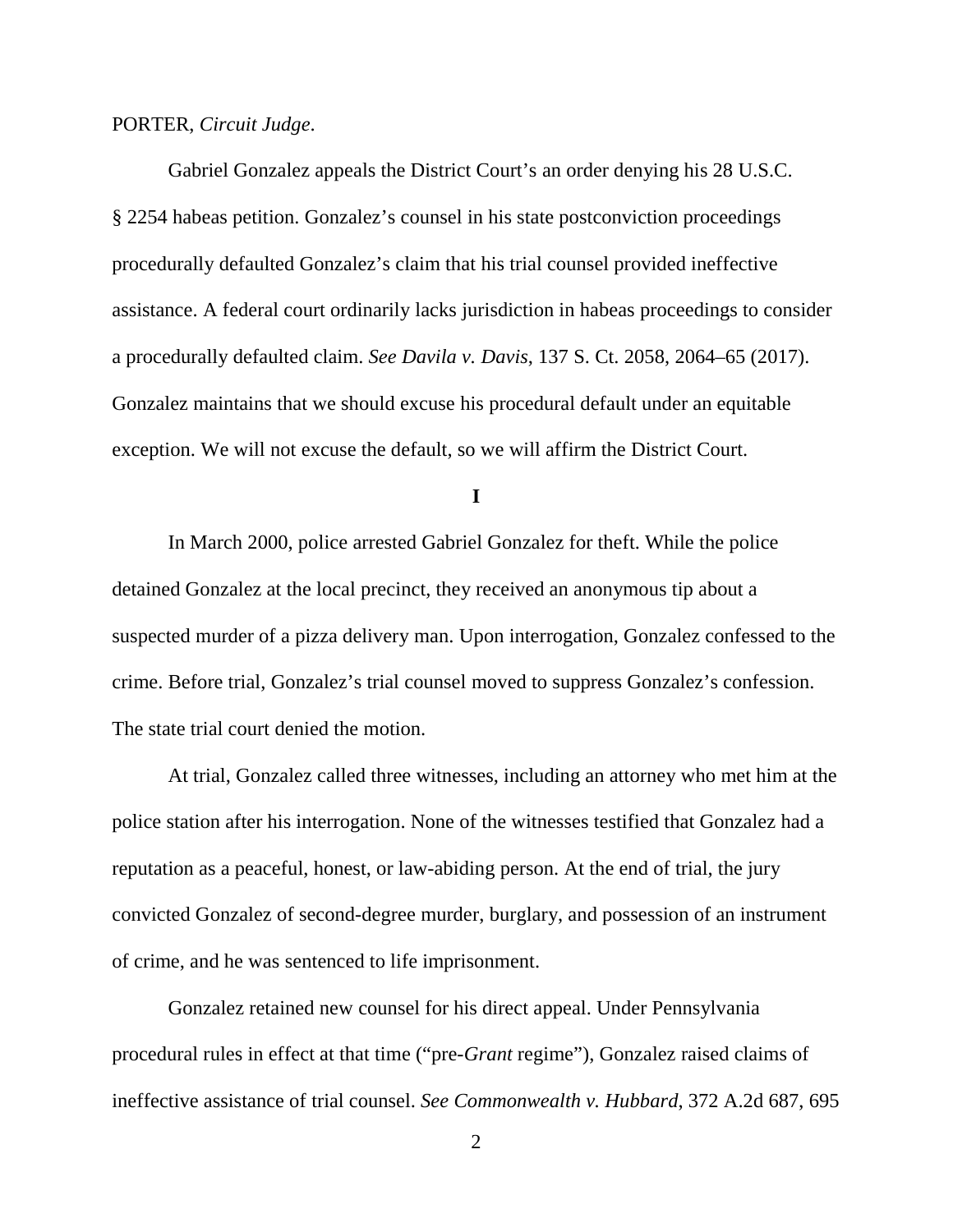PORTER, *Circuit Judge*.

Gabriel Gonzalez appeals the District Court's an order denying his 28 U.S.C. § 2254 habeas petition. Gonzalez's counsel in his state postconviction proceedings procedurally defaulted Gonzalez's claim that his trial counsel provided ineffective assistance. A federal court ordinarily lacks jurisdiction in habeas proceedings to consider a procedurally defaulted claim. *See Davila v. Davis*, 137 S. Ct. 2058, 2064–65 (2017). Gonzalez maintains that we should excuse his procedural default under an equitable exception. We will not excuse the default, so we will affirm the District Court.

**I**

In March 2000, police arrested Gabriel Gonzalez for theft. While the police detained Gonzalez at the local precinct, they received an anonymous tip about a suspected murder of a pizza delivery man. Upon interrogation, Gonzalez confessed to the crime. Before trial, Gonzalez's trial counsel moved to suppress Gonzalez's confession. The state trial court denied the motion.

At trial, Gonzalez called three witnesses, including an attorney who met him at the police station after his interrogation. None of the witnesses testified that Gonzalez had a reputation as a peaceful, honest, or law-abiding person. At the end of trial, the jury convicted Gonzalez of second-degree murder, burglary, and possession of an instrument of crime, and he was sentenced to life imprisonment.

Gonzalez retained new counsel for his direct appeal. Under Pennsylvania procedural rules in effect at that time ("pre-*Grant* regime"), Gonzalez raised claims of ineffective assistance of trial counsel. *See Commonwealth v. Hubbard*, 372 A.2d 687, 695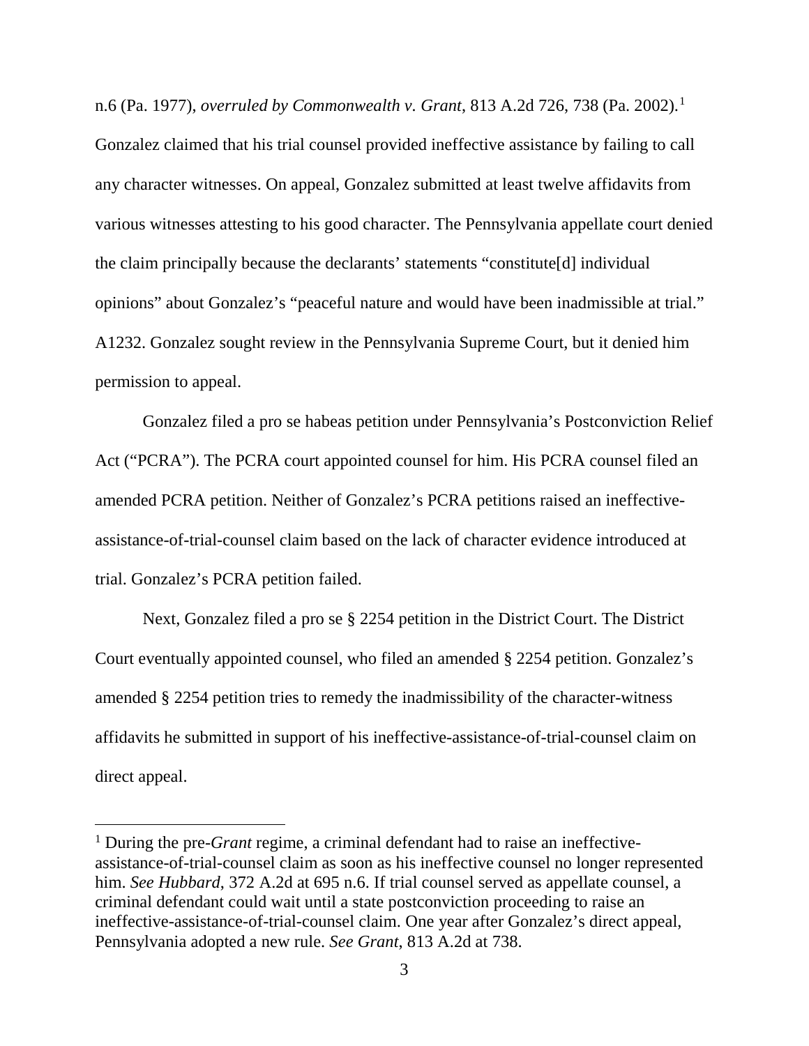n.6 (Pa. 1977), *overruled by Commonwealth v. Grant*, 813 A.2d 726, 738 (Pa. 2002).[1] Gonzalez claimed that his trial counsel provided ineffective assistance by failing to call any character witnesses. On appeal, Gonzalez submitted at least twelve affidavits from various witnesses attesting to his good character. The Pennsylvania appellate court denied the claim principally because the declarants' statements "constitute[d] individual opinions" about Gonzalez's "peaceful nature and would have been inadmissible at trial." A1232. Gonzalez sought review in the Pennsylvania Supreme Court, but it denied him permission to appeal.

Gonzalez filed a pro se habeas petition under Pennsylvania's Postconviction Relief Act ("PCRA"). The PCRA court appointed counsel for him. His PCRA counsel filed an amended PCRA petition. Neither of Gonzalez's PCRA petitions raised an ineffective-assistance-of-trial-counsel claim based on the lack of character evidence introduced at trial. Gonzalez's PCRA petition failed.

Next, Gonzalez filed a pro se § 2254 petition in the District Court. The District Court eventually appointed counsel, who filed an amended § 2254 petition. Gonzalez's amended § 2254 petition tries to remedy the inadmissibility of the character-witness affidavits he submitted in support of his ineffective-assistance-of-trial-counsel claim on direct appeal.

---

[1] During the pre-*Grant* regime, a criminal defendant had to raise an ineffective-assistance-of-trial-counsel claim as soon as his ineffective counsel no longer represented him. *See Hubbard*, 372 A.2d at 695 n.6. If trial counsel served as appellate counsel, a criminal defendant could wait until a state postconviction proceeding to raise an ineffective-assistance-of-trial-counsel claim. One year after Gonzalez's direct appeal, Pennsylvania adopted a new rule. *See Grant*, 813 A.2d at 738.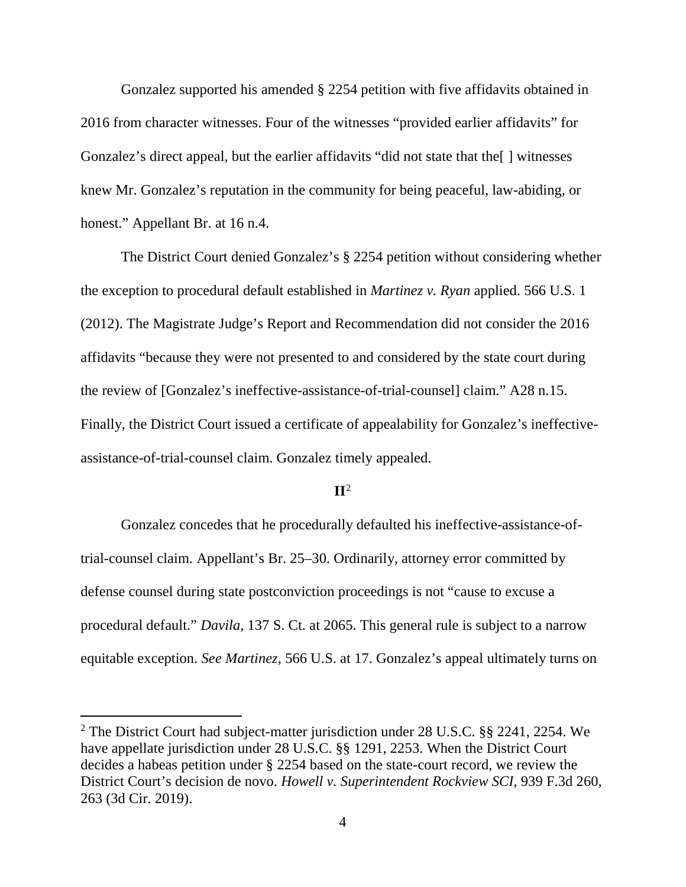Gonzalez supported his amended § 2254 petition with five affidavits obtained in 2016 from character witnesses. Four of the witnesses "provided earlier affidavits" for Gonzalez's direct appeal, but the earlier affidavits "did not state that the[ ] witnesses knew Mr. Gonzalez's reputation in the community for being peaceful, law-abiding, or honest." Appellant Br. at 16 n.4.

The District Court denied Gonzalez's § 2254 petition without considering whether the exception to procedural default established in *Martinez v. Ryan* applied. 566 U.S. 1 (2012). The Magistrate Judge's Report and Recommendation did not consider the 2016 affidavits "because they were not presented to and considered by the state court during the review of [Gonzalez's ineffective-assistance-of-trial-counsel] claim." A28 n.15. Finally, the District Court issued a certificate of appealability for Gonzalez's ineffective-assistance-of-trial-counsel claim. Gonzalez timely appealed.

## II[2]

Gonzalez concedes that he procedurally defaulted his ineffective-assistance-of-trial-counsel claim. Appellant's Br. 25–30. Ordinarily, attorney error committed by defense counsel during state postconviction proceedings is not "cause to excuse a procedural default." *Davila*, 137 S. Ct. at 2065. This general rule is subject to a narrow equitable exception. *See Martinez*, 566 U.S. at 17. Gonzalez's appeal ultimately turns on

[2] The District Court had subject-matter jurisdiction under 28 U.S.C. §§ 2241, 2254. We have appellate jurisdiction under 28 U.S.C. §§ 1291, 2253. When the District Court decides a habeas petition under § 2254 based on the state-court record, we review the District Court's decision de novo. *Howell v. Superintendent Rockview SCI*, 939 F.3d 260, 263 (3d Cir. 2019).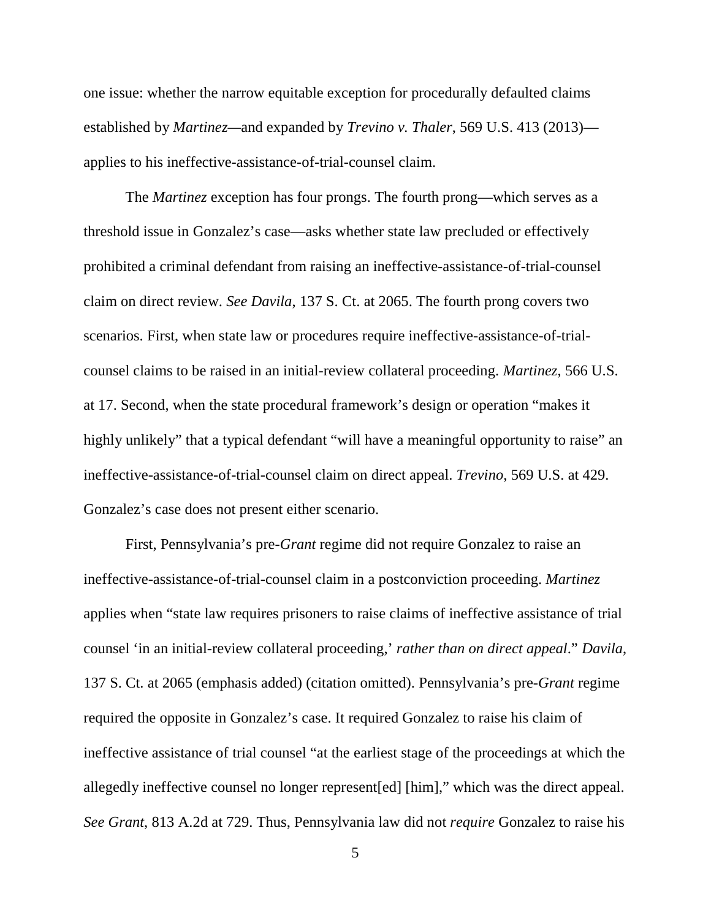one issue: whether the narrow equitable exception for procedurally defaulted claims established by *Martinez*—and expanded by *Trevino v. Thaler*, 569 U.S. 413 (2013)—applies to his ineffective-assistance-of-trial-counsel claim.

The *Martinez* exception has four prongs. The fourth prong—which serves as a threshold issue in Gonzalez's case—asks whether state law precluded or effectively prohibited a criminal defendant from raising an ineffective-assistance-of-trial-counsel claim on direct review. *See Davila*, 137 S. Ct. at 2065. The fourth prong covers two scenarios. First, when state law or procedures require ineffective-assistance-of-trial-counsel claims to be raised in an initial-review collateral proceeding. *Martinez*, 566 U.S. at 17. Second, when the state procedural framework's design or operation "makes it highly unlikely" that a typical defendant "will have a meaningful opportunity to raise" an ineffective-assistance-of-trial-counsel claim on direct appeal. *Trevino*, 569 U.S. at 429. Gonzalez's case does not present either scenario.

First, Pennsylvania's pre-*Grant* regime did not require Gonzalez to raise an ineffective-assistance-of-trial-counsel claim in a postconviction proceeding. *Martinez* applies when "state law requires prisoners to raise claims of ineffective assistance of trial counsel 'in an initial-review collateral proceeding,' *rather than on direct appeal*." *Davila*, 137 S. Ct. at 2065 (emphasis added) (citation omitted). Pennsylvania's pre-*Grant* regime required the opposite in Gonzalez's case. It required Gonzalez to raise his claim of ineffective assistance of trial counsel "at the earliest stage of the proceedings at which the allegedly ineffective counsel no longer represent[ed] [him]," which was the direct appeal. *See Grant*, 813 A.2d at 729. Thus, Pennsylvania law did not *require* Gonzalez to raise his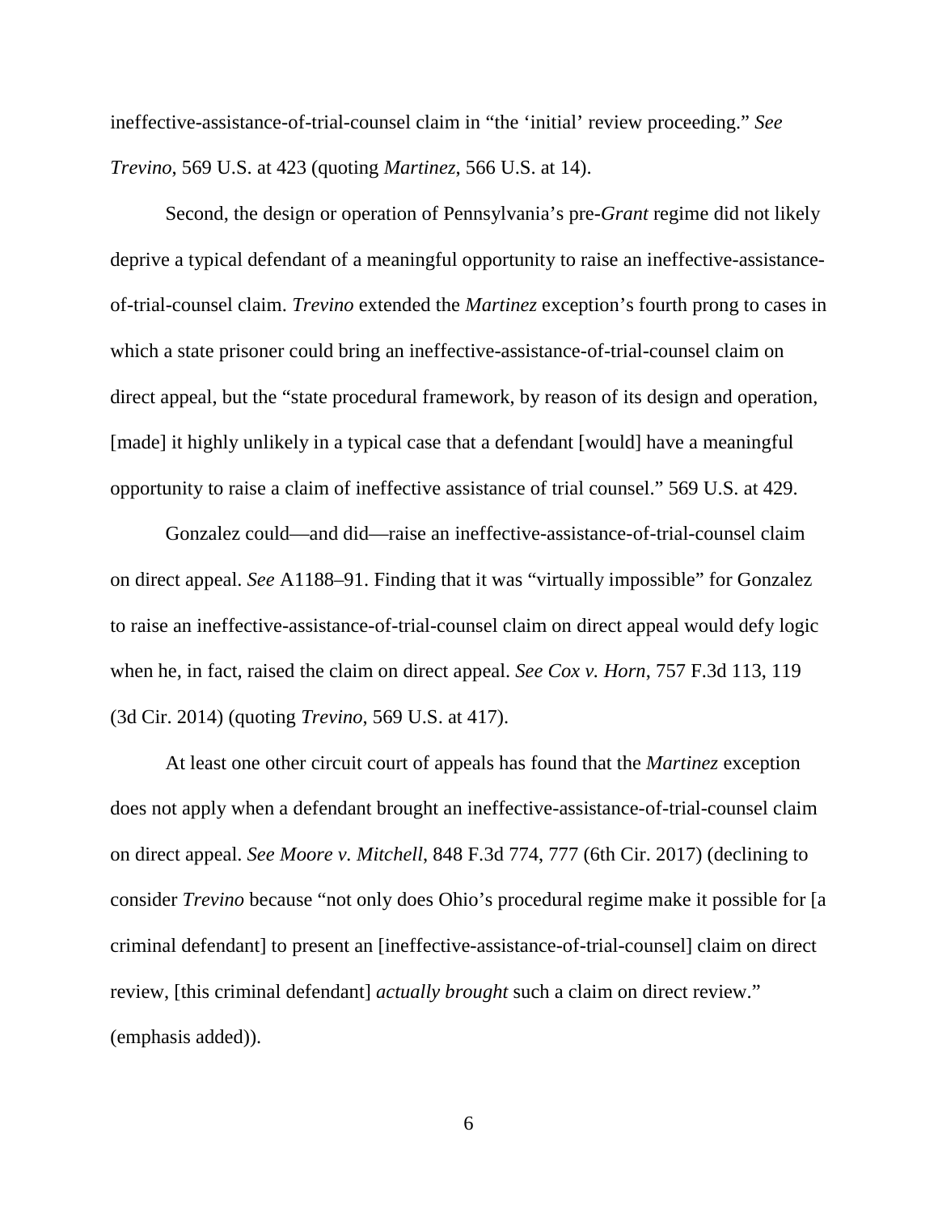ineffective-assistance-of-trial-counsel claim in "the 'initial' review proceeding." *See Trevino*, 569 U.S. at 423 (quoting *Martinez*, 566 U.S. at 14).

Second, the design or operation of Pennsylvania's pre-*Grant* regime did not likely deprive a typical defendant of a meaningful opportunity to raise an ineffective-assistance-of-trial-counsel claim. *Trevino* extended the *Martinez* exception's fourth prong to cases in which a state prisoner could bring an ineffective-assistance-of-trial-counsel claim on direct appeal, but the "state procedural framework, by reason of its design and operation, [made] it highly unlikely in a typical case that a defendant [would] have a meaningful opportunity to raise a claim of ineffective assistance of trial counsel." 569 U.S. at 429.

Gonzalez could—and did—raise an ineffective-assistance-of-trial-counsel claim on direct appeal. *See* A1188–91. Finding that it was "virtually impossible" for Gonzalez to raise an ineffective-assistance-of-trial-counsel claim on direct appeal would defy logic when he, in fact, raised the claim on direct appeal. *See Cox v. Horn*, 757 F.3d 113, 119 (3d Cir. 2014) (quoting *Trevino*, 569 U.S. at 417).

At least one other circuit court of appeals has found that the *Martinez* exception does not apply when a defendant brought an ineffective-assistance-of-trial-counsel claim on direct appeal. *See Moore v. Mitchell*, 848 F.3d 774, 777 (6th Cir. 2017) (declining to consider *Trevino* because "not only does Ohio's procedural regime make it possible for [a criminal defendant] to present an [ineffective-assistance-of-trial-counsel] claim on direct review, [this criminal defendant] *actually brought* such a claim on direct review." (emphasis added)).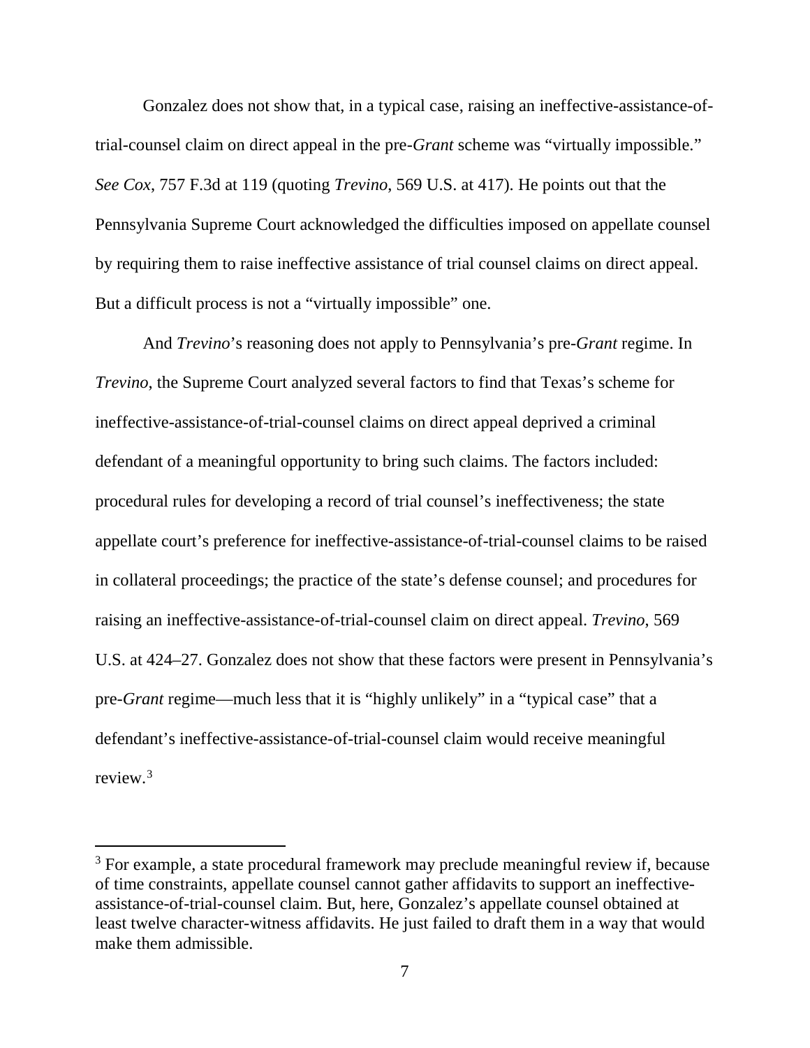Gonzalez does not show that, in a typical case, raising an ineffective-assistance-of-trial-counsel claim on direct appeal in the pre-*Grant* scheme was "virtually impossible." *See Cox*, 757 F.3d at 119 (quoting *Trevino*, 569 U.S. at 417). He points out that the Pennsylvania Supreme Court acknowledged the difficulties imposed on appellate counsel by requiring them to raise ineffective assistance of trial counsel claims on direct appeal. But a difficult process is not a "virtually impossible" one.

And *Trevino*'s reasoning does not apply to Pennsylvania's pre-*Grant* regime. In *Trevino*, the Supreme Court analyzed several factors to find that Texas's scheme for ineffective-assistance-of-trial-counsel claims on direct appeal deprived a criminal defendant of a meaningful opportunity to bring such claims. The factors included: procedural rules for developing a record of trial counsel's ineffectiveness; the state appellate court's preference for ineffective-assistance-of-trial-counsel claims to be raised in collateral proceedings; the practice of the state's defense counsel; and procedures for raising an ineffective-assistance-of-trial-counsel claim on direct appeal. *Trevino*, 569 U.S. at 424–27. Gonzalez does not show that these factors were present in Pennsylvania's pre-*Grant* regime—much less that it is "highly unlikely" in a "typical case" that a defendant's ineffective-assistance-of-trial-counsel claim would receive meaningful review.[3]

[3] For example, a state procedural framework may preclude meaningful review if, because of time constraints, appellate counsel cannot gather affidavits to support an ineffective-assistance-of-trial-counsel claim. But, here, Gonzalez's appellate counsel obtained at least twelve character-witness affidavits. He just failed to draft them in a way that would make them admissible.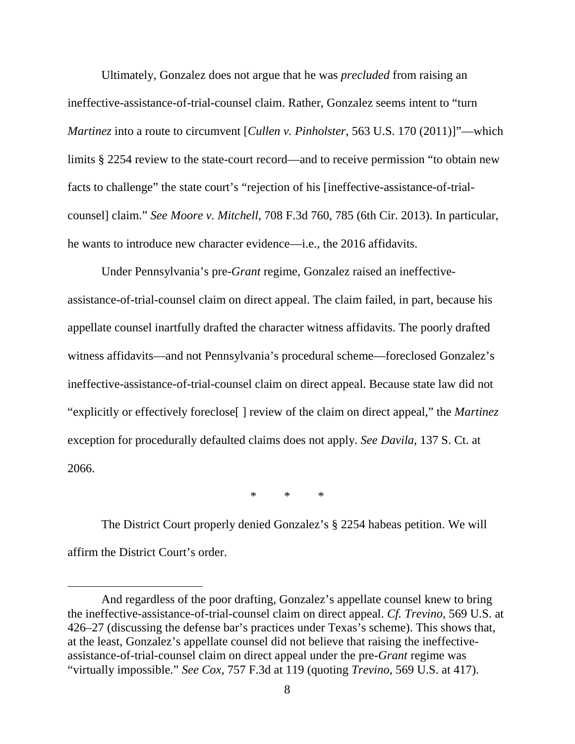Ultimately, Gonzalez does not argue that he was *precluded* from raising an ineffective-assistance-of-trial-counsel claim. Rather, Gonzalez seems intent to "turn *Martinez* into a route to circumvent [*Cullen v. Pinholster*, 563 U.S. 170 (2011)]"—which limits § 2254 review to the state-court record—and to receive permission "to obtain new facts to challenge" the state court's "rejection of his [ineffective-assistance-of-trial-counsel] claim." *See Moore v. Mitchell*, 708 F.3d 760, 785 (6th Cir. 2013). In particular, he wants to introduce new character evidence—i.e., the 2016 affidavits.

Under Pennsylvania's pre-*Grant* regime, Gonzalez raised an ineffective-assistance-of-trial-counsel claim on direct appeal. The claim failed, in part, because his appellate counsel inartfully drafted the character witness affidavits. The poorly drafted witness affidavits—and not Pennsylvania's procedural scheme—foreclosed Gonzalez's ineffective-assistance-of-trial-counsel claim on direct appeal. Because state law did not "explicitly or effectively foreclose[ ] review of the claim on direct appeal," the *Martinez* exception for procedurally defaulted claims does not apply. *See Davila*, 137 S. Ct. at 2066.

\* \* \*

The District Court properly denied Gonzalez's § 2254 habeas petition. We will affirm the District Court's order.

---

And regardless of the poor drafting, Gonzalez's appellate counsel knew to bring the ineffective-assistance-of-trial-counsel claim on direct appeal. *Cf. Trevino*, 569 U.S. at 426–27 (discussing the defense bar's practices under Texas's scheme). This shows that, at the least, Gonzalez's appellate counsel did not believe that raising the ineffective-assistance-of-trial-counsel claim on direct appeal under the pre-*Grant* regime was "virtually impossible." *See Cox*, 757 F.3d at 119 (quoting *Trevino*, 569 U.S. at 417).